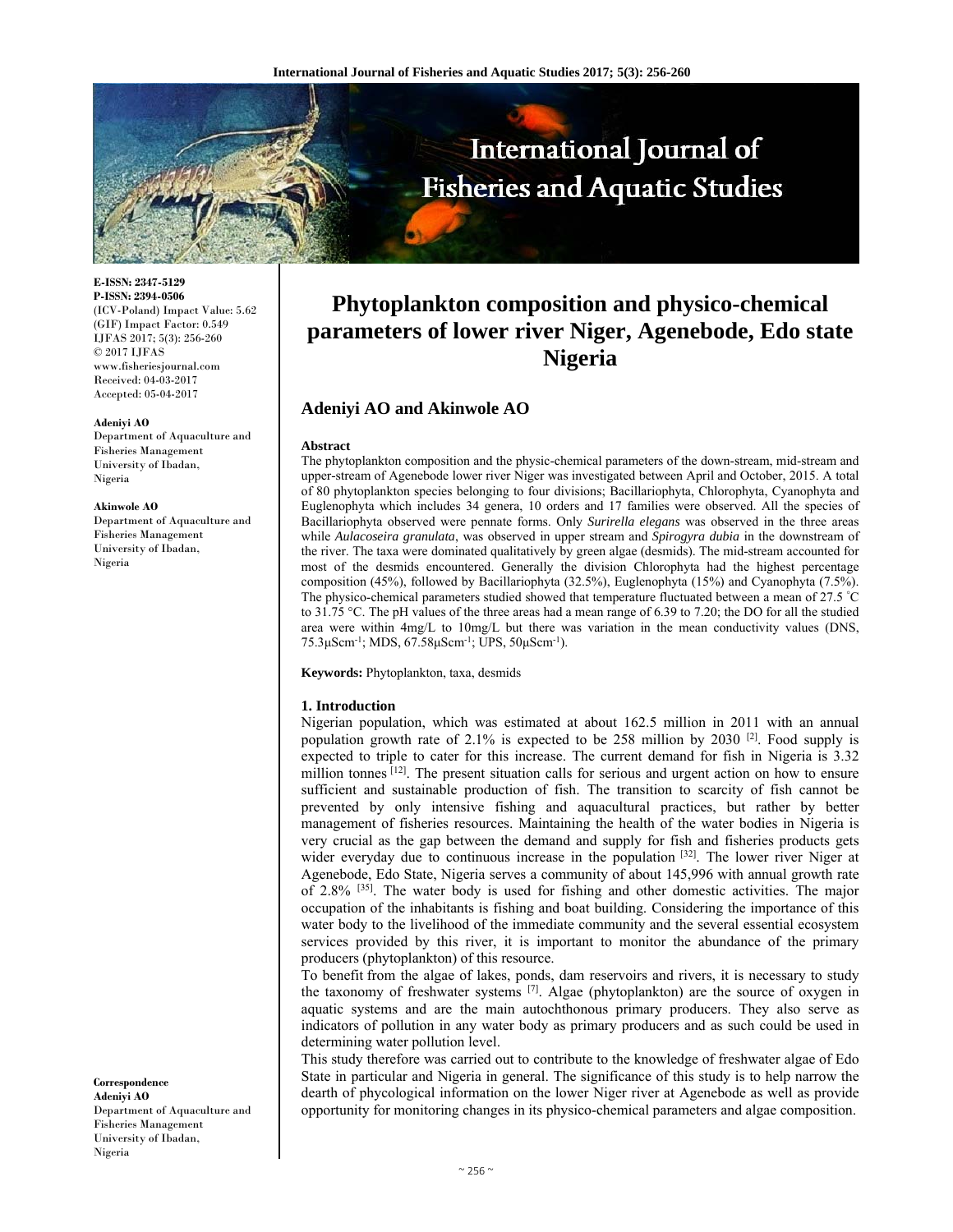# Phytoplankton composition and physico-chemical parameters of lower river Niger, Agenebode, Edo state Nigeria

**E-ISSN: 2347-5129**
**P-ISSN: 2394-0506**
(ICV-Poland) Impact Value: 5.62
(GIF) Impact Factor: 0.549
IJFAS 2017; 5(3): 256-260
© 2017 IJFAS
www.fisheriesjournal.com
Received: 04-03-2017
Accepted: 05-04-2017

## Adeniyi AO and Akinwole AO

**Adeniyi AO**
Department of Aquaculture and Fisheries Management University of Ibadan, Nigeria

**Akinwole AO**
Department of Aquaculture and Fisheries Management University of Ibadan, Nigeria

**Correspondence**
**Adeniyi AO**
Department of Aquaculture and Fisheries Management University of Ibadan, Nigeria

### Abstract

The phytoplankton composition and the physic-chemical parameters of the down-stream, mid-stream and upper-stream of Agenebode lower river Niger was investigated between April and October, 2015. A total of 80 phytoplankton species belonging to four divisions; Bacillariophyta, Chlorophyta, Cyanophyta and Euglenophyta which includes 34 genera, 10 orders and 17 families were observed. All the species of Bacillariophyta observed were pennate forms. Only *Surirella elegans* was observed in the three areas while *Aulacoseira granulata*, was observed in upper stream and *Spirogyra dubia* in the downstream of the river. The taxa were dominated qualitatively by green algae (desmids). The mid-stream accounted for most of the desmids encountered. Generally the division Chlorophyta had the highest percentage composition (45%), followed by Bacillariophyta (32.5%), Euglenophyta (15%) and Cyanophyta (7.5%). The physico-chemical parameters studied showed that temperature fluctuated between a mean of 27.5 °C to 31.75 °C. The pH values of the three areas had a mean range of 6.39 to 7.20; the DO for all the studied area were within 4mg/L to 10mg/L but there was variation in the mean conductivity values (DNS, 75.3µScm$^{-1}$; MDS, 67.58µScm$^{-1}$; UPS, 50µScm$^{-1}$).

**Keywords:** Phytoplankton, taxa, desmids

### 1. Introduction

Nigerian population, which was estimated at about 162.5 million in 2011 with an annual population growth rate of 2.1% is expected to be 258 million by 2030 [2]. Food supply is expected to triple to cater for this increase. The current demand for fish in Nigeria is 3.32 million tonnes [12]. The present situation calls for serious and urgent action on how to ensure sufficient and sustainable production of fish. The transition to scarcity of fish cannot be prevented by only intensive fishing and aquacultural practices, but rather by better management of fisheries resources. Maintaining the health of the water bodies in Nigeria is very crucial as the gap between the demand and supply for fish and fisheries products gets wider everyday due to continuous increase in the population [32]. The lower river Niger at Agenebode, Edo State, Nigeria serves a community of about 145,996 with annual growth rate of 2.8% [35]. The water body is used for fishing and other domestic activities. The major occupation of the inhabitants is fishing and boat building. Considering the importance of this water body to the livelihood of the immediate community and the several essential ecosystem services provided by this river, it is important to monitor the abundance of the primary producers (phytoplankton) of this resource.

To benefit from the algae of lakes, ponds, dam reservoirs and rivers, it is necessary to study the taxonomy of freshwater systems [7]. Algae (phytoplankton) are the source of oxygen in aquatic systems and are the main autochthonous primary producers. They also serve as indicators of pollution in any water body as primary producers and as such could be used in determining water pollution level.

This study therefore was carried out to contribute to the knowledge of freshwater algae of Edo State in particular and Nigeria in general. The significance of this study is to help narrow the dearth of phycological information on the lower Niger river at Agenebode as well as provide opportunity for monitoring changes in its physico-chemical parameters and algae composition.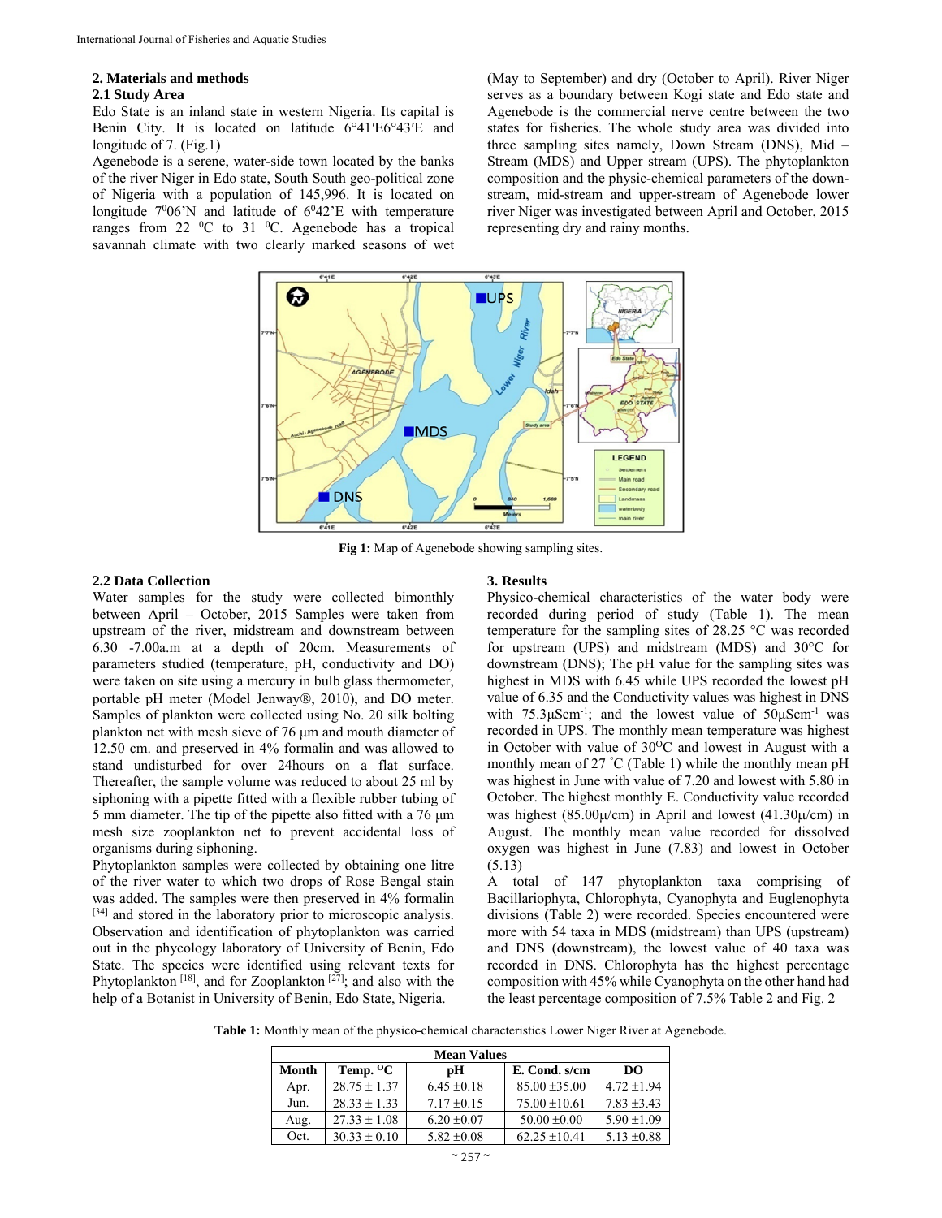## 2. Materials and methods

### 2.1 Study Area

Edo State is an inland state in western Nigeria. Its capital is Benin City. It is located on latitude 6°41′E6°43′E and longitude of 7. (Fig.1)

Agenebode is a serene, water-side town located by the banks of the river Niger in Edo state, South South geo-political zone of Nigeria with a population of 145,996. It is located on longitude $7^0$06'N and latitude of $6^0$42'E with temperature ranges from 22 $^0$C to 31 $^0$C. Agenebode has a tropical savannah climate with two clearly marked seasons of wet (May to September) and dry (October to April). River Niger serves as a boundary between Kogi state and Edo state and Agenebode is the commercial nerve centre between the two states for fisheries. The whole study area was divided into three sampling sites namely, Down Stream (DNS), Mid – Stream (MDS) and Upper stream (UPS). The phytoplankton composition and the physic-chemical parameters of the down-stream, mid-stream and upper-stream of Agenebode lower river Niger was investigated between April and October, 2015 representing dry and rainy months.

**Fig 1:** Map of Agenebode showing sampling sites.

### 2.2 Data Collection

Water samples for the study were collected bimonthly between April – October, 2015 Samples were taken from upstream of the river, midstream and downstream between 6.30 -7.00a.m at a depth of 20cm. Measurements of parameters studied (temperature, pH, conductivity and DO) were taken on site using a mercury in bulb glass thermometer, portable pH meter (Model Jenway®, 2010), and DO meter. Samples of plankton were collected using No. 20 silk bolting plankton net with mesh sieve of 76 µm and mouth diameter of 12.50 cm. and preserved in 4% formalin and was allowed to stand undisturbed for over 24hours on a flat surface. Thereafter, the sample volume was reduced to about 25 ml by siphoning with a pipette fitted with a flexible rubber tubing of 5 mm diameter. The tip of the pipette also fitted with a 76 µm mesh size zooplankton net to prevent accidental loss of organisms during siphoning.

Phytoplankton samples were collected by obtaining one litre of the river water to which two drops of Rose Bengal stain was added. The samples were then preserved in 4% formalin [34] and stored in the laboratory prior to microscopic analysis. Observation and identification of phytoplankton was carried out in the phycology laboratory of University of Benin, Edo State. The species were identified using relevant texts for Phytoplankton [18], and for Zooplankton [27]; and also with the help of a Botanist in University of Benin, Edo State, Nigeria.

## 3. Results

Physico-chemical characteristics of the water body were recorded during period of study (Table 1). The mean temperature for the sampling sites of 28.25 °C was recorded for upstream (UPS) and midstream (MDS) and 30°C for downstream (DNS); The pH value for the sampling sites was highest in MDS with 6.45 while UPS recorded the lowest pH value of 6.35 and the Conductivity values was highest in DNS with 75.3µScm$^{-1}$; and the lowest value of 50µScm$^{-1}$ was recorded in UPS. The monthly mean temperature was highest in October with value of 30$^{O}$C and lowest in August with a monthly mean of 27 $^{\circ}$C (Table 1) while the monthly mean pH was highest in June with value of 7.20 and lowest with 5.80 in October. The highest monthly E. Conductivity value recorded was highest (85.00µ/cm) in April and lowest (41.30µ/cm) in August. The monthly mean value recorded for dissolved oxygen was highest in June (7.83) and lowest in October (5.13)

A total of 147 phytoplankton taxa comprising of Bacillariophyta, Chlorophyta, Cyanophyta and Euglenophyta divisions (Table 2) were recorded. Species encountered were more with 54 taxa in MDS (midstream) than UPS (upstream) and DNS (downstream), the lowest value of 40 taxa was recorded in DNS. Chlorophyta has the highest percentage composition with 45% while Cyanophyta on the other hand had the least percentage composition of 7.5% Table 2 and Fig. 2

**Table 1:** Monthly mean of the physico-chemical characteristics Lower Niger River at Agenebode.

| | Mean Values | | | |
|---|---|---|---|---|
| **Month** | **Temp. $^O$C** | **pH** | **E. Cond. s/cm** | **DO** |
| Apr. | 28.75 ± 1.37 | 6.45 ±0.18 | 85.00 ±35.00 | 4.72 ±1.94 |
| Jun. | 28.33 ± 1.33 | 7.17 ±0.15 | 75.00 ±10.61 | 7.83 ±3.43 |
| Aug. | 27.33 ± 1.08 | 6.20 ±0.07 | 50.00 ±0.00 | 5.90 ±1.09 |
| Oct. | 30.33 ± 0.10 | 5.82 ±0.08 | 62.25 ±10.41 | 5.13 ±0.88 |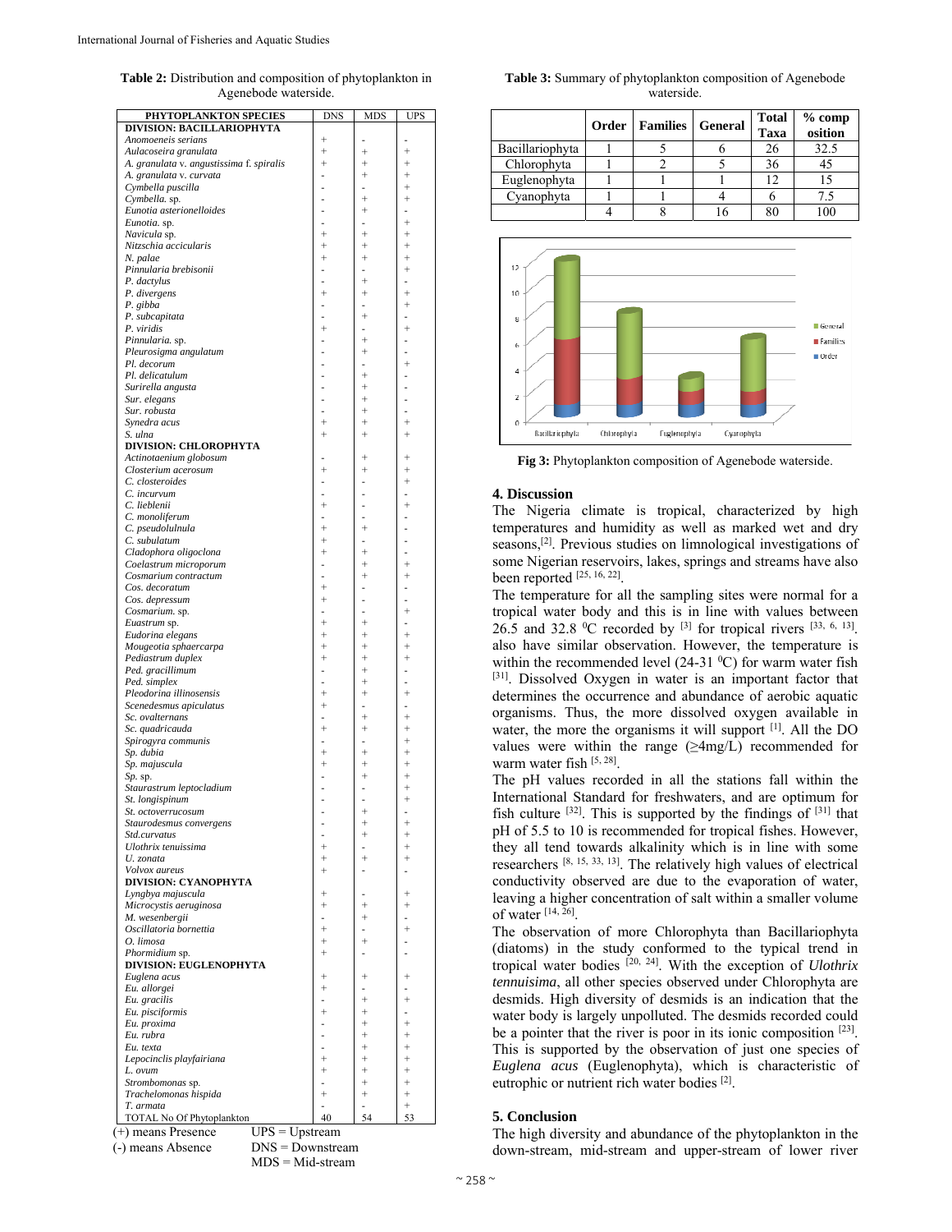**Table 2:** Distribution and composition of phytoplankton in Agenebode waterside.

| PHYTOPLANKTON SPECIES | DNS | MDS | UPS |
|---|---|---|---|
| **DIVISION: BACILLARIOPHYTA** | | | |
| *Anomoeneis serians* | + | - | - |
| *Aulacoseira granulata* | + | + | + |
| *A. granulata v. angustissima f. spiralis* | + | + | + |
| *A. granulata v. curvata* | - | + | + |
| *Cymbella puscilla* | - | - | + |
| *Cymbella. sp.* | - | + | + |
| *Eunotia asterionelloides* | - | + | - |
| *Eunotia. sp.* | - | - | + |
| *Navicula sp.* | + | + | + |
| *Nitzschia accicularis* | + | + | + |
| *N. palae* | + | + | + |
| *Pinnularia brebisonii* | - | - | + |
| *P. dactylus* | - | + | - |
| *P. divergens* | + | + | + |
| *P. gibba* | - | - | + |
| *P. subcapitata* | - | + | - |
| *P. viridis* | + | - | + |
| *Pinnularia. sp.* | - | + | - |
| *Pleurosigma angulatum* | - | + | - |
| *Pl. decorum* | - | - | + |
| *Pl. delicatulum* | - | + | - |
| *Surirella angusta* | - | + | - |
| *Sur. elegans* | - | + | - |
| *Sur. robusta* | - | + | - |
| *Synedra acus* | + | + | + |
| *S. ulna* | + | + | + |
| **DIVISION: CHLOROPHYTA** | | | |
| *Actinotaenium globosum* | - | + | + |
| *Closterium acerosum* | + | + | + |
| *C. closteroides* | - | - | + |
| *C. incurvum* | - | - | - |
| *C. lieblenii* | + | - | + |
| *C. monoliferum* | - | - | - |
| *C. pseudolulnula* | + | + | - |
| *C. subulatum* | + | - | - |
| *Cladophora oligoclona* | + | + | - |
| *Coelastrum microporum* | - | + | + |
| *Cosmarium contractum* | - | + | + |
| *Cos. decoratum* | + | - | - |
| *Cos. depressum* | + | - | - |
| *Cosmarium. sp.* | - | - | + |
| *Euastrum sp.* | + | + | - |
| *Eudorina elegans* | + | + | + |
| *Mougeotia sphaercarpa* | + | + | + |
| *Pediastrum duplex* | + | + | + |
| *Ped. gracillimum* | - | + | - |
| *Ped. simplex* | - | + | - |
| *Pleodorina illinoisensis* | + | + | + |
| *Scenedesmus apiculatus* | + | - | - |
| *Sc. ovalternans* | - | + | + |
| *Sc. quadricauda* | + | + | + |
| *Spirogyra communis* | - | - | + |
| *Sp. dubia* | + | + | + |
| *Sp. majuscula* | + | + | + |
| *Sp. sp.* | - | + | + |
| *Staurastrum leptocladium* | - | - | + |
| *St. longispinum* | - | - | + |
| *St. octoverrucosum* | - | + | - |
| *Staurodesmus convergens* | - | + | + |
| *Std.curvatus* | - | + | + |
| *Ulothrix tenuissima* | + | - | + |
| *U. zonata* | + | + | + |
| *Volvox aureus* | + | - | - |
| **DIVISION: CYANOPHYTA** | | | |
| *Lyngbya majuscula* | + | - | + |
| *Microcystis aeruginosa* | + | + | + |
| *M. wesenbergii* | - | + | - |
| *Oscillatoria bornettia* | + | - | + |
| *O. limosa* | + | + | - |
| *Phormidium sp.* | + | - | - |
| **DIVISION: EUGLENOPHYTA** | | | |
| *Euglena acus* | + | + | + |
| *Eu. allorgei* | + | - | - |
| *Eu. gracilis* | - | + | + |
| *Eu. pisciformis* | + | + | - |
| *Eu. proxima* | - | + | + |
| *Eu. rubra* | - | + | + |
| *Eu. texta* | - | + | + |
| *Lepocinclis playfairiana* | + | + | + |
| *L. ovum* | + | + | + |
| *Strombomonas sp.* | - | + | + |
| *Trachelomonas hispida* | + | + | + |
| *T. armata* | - | - | + |
| TOTAL No Of Phytoplankton | 40 | 54 | 53 |

(+) means Presence  UPS = Upstream
(-) means Absence  DNS = Downstream
MDS = Mid-stream

**Table 3:** Summary of phytoplankton composition of Agenebode waterside.

| | Order | Families | General | Total Taxa | % comp osition |
|---|---|---|---|---|---|
| Bacillariophyta | 1 | 5 | 6 | 26 | 32.5 |
| Chlorophyta | 1 | 2 | 5 | 36 | 45 |
| Euglenophyta | 1 | 1 | 1 | 12 | 15 |
| Cyanophyta | 1 | 1 | 4 | 6 | 7.5 |
| | 4 | 8 | 16 | 80 | 100 |

**Fig 3:** Phytoplankton composition of Agenebode waterside.

## 4. Discussion

The Nigeria climate is tropical, characterized by high temperatures and humidity as well as marked wet and dry seasons,[2]. Previous studies on limnological investigations of some Nigerian reservoirs, lakes, springs and streams have also been reported [25, 16, 22].

The temperature for all the sampling sites were normal for a tropical water body and this is in line with values between 26.5 and 32.8 $^0$C recorded by [3] for tropical rivers [33, 6, 13]. also have similar observation. However, the temperature is within the recommended level (24-31 $^0$C) for warm water fish [31]. Dissolved Oxygen in water is an important factor that determines the occurrence and abundance of aerobic aquatic organisms. Thus, the more dissolved oxygen available in water, the more the organisms it will support [1]. All the DO values were within the range (≥4mg/L) recommended for warm water fish [5, 28].

The pH values recorded in all the stations fall within the International Standard for freshwaters, and are optimum for fish culture [32]. This is supported by the findings of [31] that pH of 5.5 to 10 is recommended for tropical fishes. However, they all tend towards alkalinity which is in line with some researchers [8, 15, 33, 13]. The relatively high values of electrical conductivity observed are due to the evaporation of water, leaving a higher concentration of salt within a smaller volume of water [14, 26].

The observation of more Chlorophyta than Bacillariophyta (diatoms) in the study conformed to the typical trend in tropical water bodies [20, 24]. With the exception of *Ulothrix tennuisima*, all other species observed under Chlorophyta are desmids. High diversity of desmids is an indication that the water body is largely unpolluted. The desmids recorded could be a pointer that the river is poor in its ionic composition [23]. This is supported by the observation of just one species of *Euglena acus* (Euglenophyta), which is characteristic of eutrophic or nutrient rich water bodies [2].

## 5. Conclusion

The high diversity and abundance of the phytoplankton in the down-stream, mid-stream and upper-stream of lower river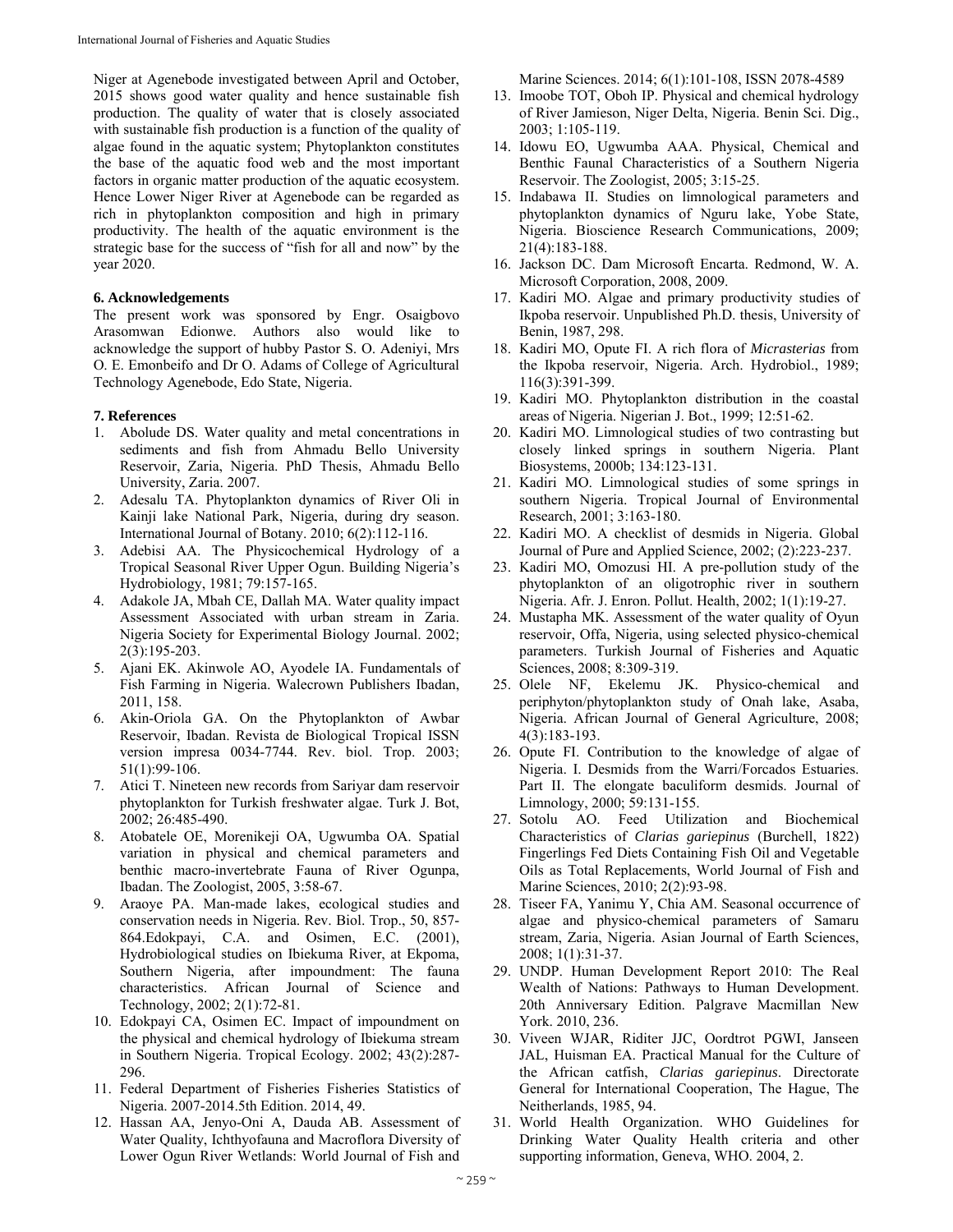Niger at Agenebode investigated between April and October, 2015 shows good water quality and hence sustainable fish production. The quality of water that is closely associated with sustainable fish production is a function of the quality of algae found in the aquatic system; Phytoplankton constitutes the base of the aquatic food web and the most important factors in organic matter production of the aquatic ecosystem. Hence Lower Niger River at Agenebode can be regarded as rich in phytoplankton composition and high in primary productivity. The health of the aquatic environment is the strategic base for the success of "fish for all and now" by the year 2020.

## 6. Acknowledgements

The present work was sponsored by Engr. Osaigbovo Arasomwan Edionwe. Authors also would like to acknowledge the support of hubby Pastor S. O. Adeniyi, Mrs O. E. Emonbeifo and Dr O. Adams of College of Agricultural Technology Agenebode, Edo State, Nigeria.

## 7. References

1. Abolude DS. Water quality and metal concentrations in sediments and fish from Ahmadu Bello University Reservoir, Zaria, Nigeria. PhD Thesis, Ahmadu Bello University, Zaria. 2007.
2. Adesalu TA. Phytoplankton dynamics of River Oli in Kainji lake National Park, Nigeria, during dry season. International Journal of Botany. 2010; 6(2):112-116.
3. Adebisi AA. The Physicochemical Hydrology of a Tropical Seasonal River Upper Ogun. Building Nigeria's Hydrobiology, 1981; 79:157-165.
4. Adakole JA, Mbah CE, Dallah MA. Water quality impact Assessment Associated with urban stream in Zaria. Nigeria Society for Experimental Biology Journal. 2002; 2(3):195-203.
5. Ajani EK. Akinwole AO, Ayodele IA. Fundamentals of Fish Farming in Nigeria. Walecrown Publishers Ibadan, 2011, 158.
6. Akin-Oriola GA. On the Phytoplankton of Awbar Reservoir, Ibadan. Revista de Biological Tropical ISSN version impresa 0034-7744. Rev. biol. Trop. 2003; 51(1):99-106.
7. Atici T. Nineteen new records from Sariyar dam reservoir phytoplankton for Turkish freshwater algae. Turk J. Bot, 2002; 26:485-490.
8. Atobatele OE, Morenikeji OA, Ugwumba OA. Spatial variation in physical and chemical parameters and benthic macro-invertebrate Fauna of River Ogunpa, Ibadan. The Zoologist, 2005, 3:58-67.
9. Araoye PA. Man-made lakes, ecological studies and conservation needs in Nigeria. Rev. Biol. Trop., 50, 857-864.Edokpayi, C.A. and Osimen, E.C. (2001), Hydrobiological studies on Ibiekuma River, at Ekpoma, Southern Nigeria, after impoundment: The fauna characteristics. African Journal of Science and Technology, 2002; 2(1):72-81.
10. Edokpayi CA, Osimen EC. Impact of impoundment on the physical and chemical hydrology of Ibiekuma stream in Southern Nigeria. Tropical Ecology. 2002; 43(2):287-296.
11. Federal Department of Fisheries Fisheries Statistics of Nigeria. 2007-2014.5th Edition. 2014, 49.
12. Hassan AA, Jenyo-Oni A, Dauda AB. Assessment of Water Quality, Ichthyofauna and Macroflora Diversity of Lower Ogun River Wetlands: World Journal of Fish and Marine Sciences. 2014; 6(1):101-108, ISSN 2078-4589
13. Imoobe TOT, Oboh IP. Physical and chemical hydrology of River Jamieson, Niger Delta, Nigeria. Benin Sci. Dig., 2003; 1:105-119.
14. Idowu EO, Ugwumba AAA. Physical, Chemical and Benthic Faunal Characteristics of a Southern Nigeria Reservoir. The Zoologist, 2005; 3:15-25.
15. Indabawa II. Studies on limnological parameters and phytoplankton dynamics of Nguru lake, Yobe State, Nigeria. Bioscience Research Communications, 2009; 21(4):183-188.
16. Jackson DC. Dam Microsoft Encarta. Redmond, W. A. Microsoft Corporation, 2008, 2009.
17. Kadiri MO. Algae and primary productivity studies of Ikpoba reservoir. Unpublished Ph.D. thesis, University of Benin, 1987, 298.
18. Kadiri MO, Opute FI. A rich flora of *Micrasterias* from the Ikpoba reservoir, Nigeria. Arch. Hydrobiol., 1989; 116(3):391-399.
19. Kadiri MO. Phytoplankton distribution in the coastal areas of Nigeria. Nigerian J. Bot., 1999; 12:51-62.
20. Kadiri MO. Limnological studies of two contrasting but closely linked springs in southern Nigeria. Plant Biosystems, 2000b; 134:123-131.
21. Kadiri MO. Limnological studies of some springs in southern Nigeria. Tropical Journal of Environmental Research, 2001; 3:163-180.
22. Kadiri MO. A checklist of desmids in Nigeria. Global Journal of Pure and Applied Science, 2002; (2):223-237.
23. Kadiri MO, Omozusi HI. A pre-pollution study of the phytoplankton of an oligotrophic river in southern Nigeria. Afr. J. Enron. Pollut. Health, 2002; 1(1):19-27.
24. Mustapha MK. Assessment of the water quality of Oyun reservoir, Offa, Nigeria, using selected physico-chemical parameters. Turkish Journal of Fisheries and Aquatic Sciences, 2008; 8:309-319.
25. Olele NF, Ekelemu JK. Physico-chemical and periphyton/phytoplankton study of Onah lake, Asaba, Nigeria. African Journal of General Agriculture, 2008; 4(3):183-193.
26. Opute FI. Contribution to the knowledge of algae of Nigeria. I. Desmids from the Warri/Forcados Estuaries. Part II. The elongate baculiform desmids. Journal of Limnology, 2000; 59:131-155.
27. Sotolu AO. Feed Utilization and Biochemical Characteristics of *Clarias gariepinus* (Burchell, 1822) Fingerlings Fed Diets Containing Fish Oil and Vegetable Oils as Total Replacements, World Journal of Fish and Marine Sciences, 2010; 2(2):93-98.
28. Tiseer FA, Yanimu Y, Chia AM. Seasonal occurrence of algae and physico-chemical parameters of Samaru stream, Zaria, Nigeria. Asian Journal of Earth Sciences, 2008; 1(1):31-37.
29. UNDP. Human Development Report 2010: The Real Wealth of Nations: Pathways to Human Development. 20th Anniversary Edition. Palgrave Macmillan New York. 2010, 236.
30. Viveen WJAR, Riditer JJC, Oordtrot PGWI, Janseen JAL, Huisman EA. Practical Manual for the Culture of the African catfish, *Clarias gariepinus*. Directorate General for International Cooperation, The Hague, The Neitherlands, 1985, 94.
31. World Health Organization. WHO Guidelines for Drinking Water Quality Health criteria and other supporting information, Geneva, WHO. 2004, 2.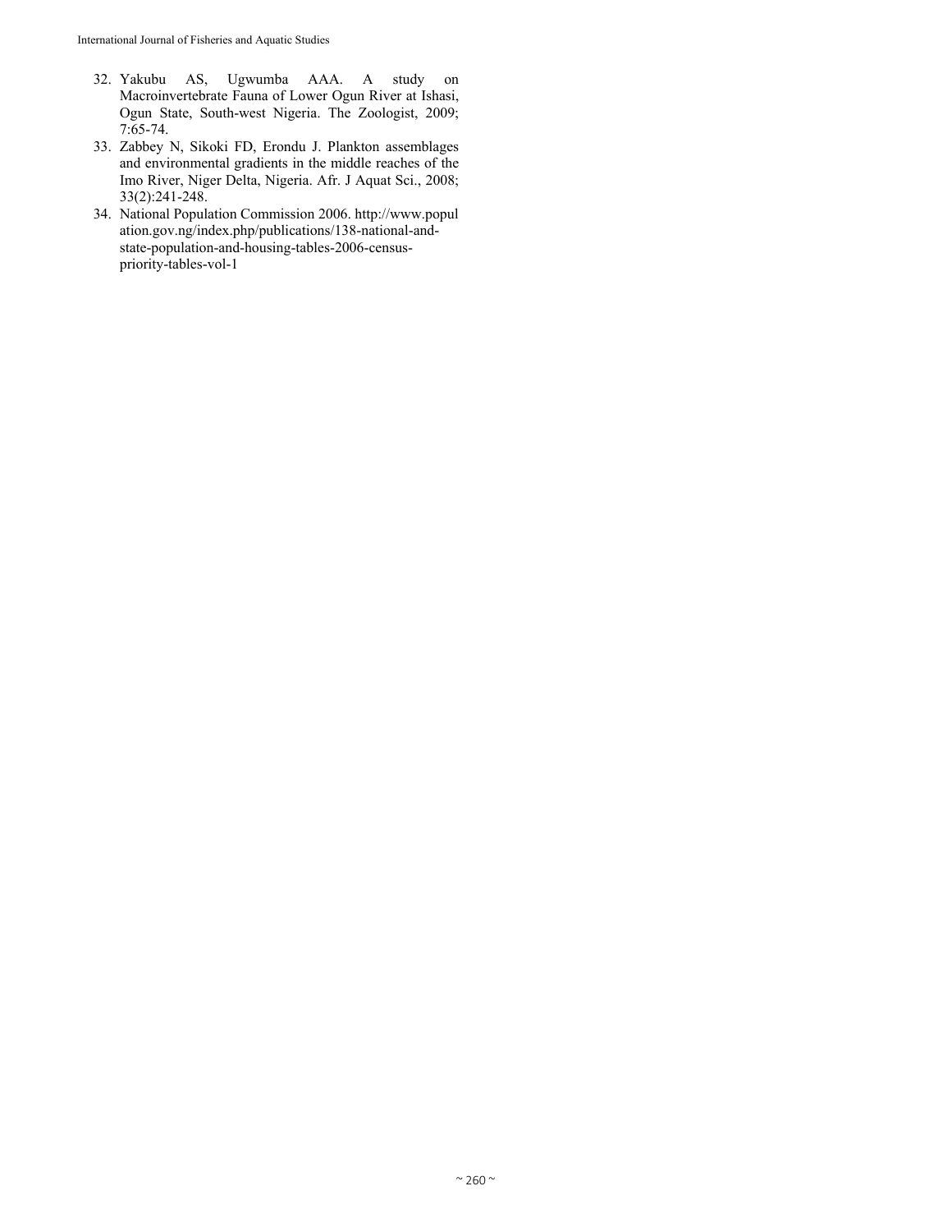32. Yakubu AS, Ugwumba AAA. A study on Macroinvertebrate Fauna of Lower Ogun River at Ishasi, Ogun State, South-west Nigeria. The Zoologist, 2009; 7:65-74.
33. Zabbey N, Sikoki FD, Erondu J. Plankton assemblages and environmental gradients in the middle reaches of the Imo River, Niger Delta, Nigeria. Afr. J Aquat Sci., 2008; 33(2):241-248.
34. National Population Commission 2006. http://www.population.gov.ng/index.php/publications/138-national-and-state-population-and-housing-tables-2006-census-priority-tables-vol-1